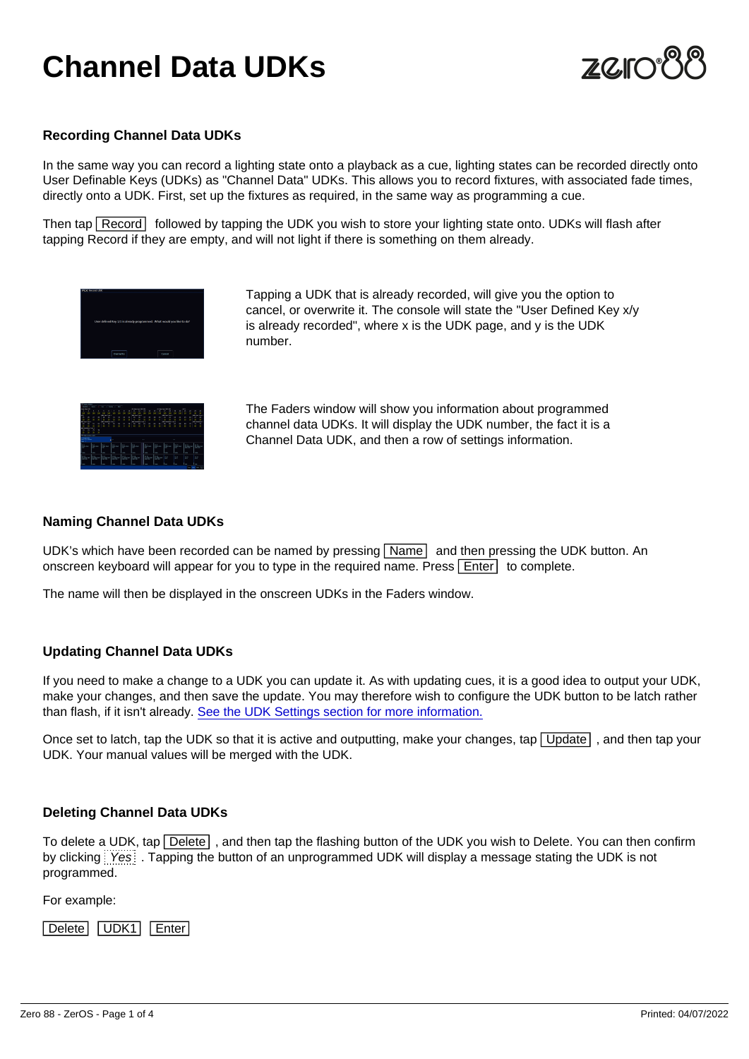# Channel Data UDKs

### Recording Channel Data UDKs

In the same way you can record a lighting state onto a playback as a cue, lighting states can be recorded directly onto User Definable Keys (UDKs) as "Channel Data" UDKs. This allows you to record fixtures, with associated fade times, directly onto a UDK. First, set up the fixtures as required, in the same way as programming a cue.

Then tap Record followed by tapping the UDK you wish to store your lighting state onto. UDKs will flash after tapping Record if they are empty, and will not light if there is something on them already.

Tapping a UDK that is already recorded, will give you the option to cancel, or overwrite it. The console will state the "User Defined Key x/y is already recorded", where x is the UDK page, and y is the UDK number.

The Faders window will show you information about programmed channel data UDKs. It will display the UDK number, the fact it is a Channel Data UDK, and then a row of settings information.

### Naming Channel Data UDKs

UDK's which have been recorded can be named by pressing Name and then pressing the UDK button. An onscreen keyboard will appear for you to type in the required name. Press Enter to complete.

The name will then be displayed in the onscreen UDKs in the Faders window.

### Updating Channel Data UDKs

If you need to make a change to a UDK you can update it. As with updating cues, it is a good idea to output your UDK, make your changes, and then save the update. You may therefore wish to configure the UDK button to be latch rather than flash, if it isn't already. See the UDK Settings section for more information.

Once set to latch, tap the UDK so that it is active and outputting, make your changes, tap Update, and then tap your UDK. Your manual values will be merged with the UDK.

### Deleting Channel Data UDKs

To delete a UDK, tap Delete, and then tap the flashing button of the UDK you wish to Delete. You can then confirm by clicking Yes. Tapping the button of an unprogrammed UDK will display a message stating the UDK is not programmed.

For example:

Delete UDK1 Enter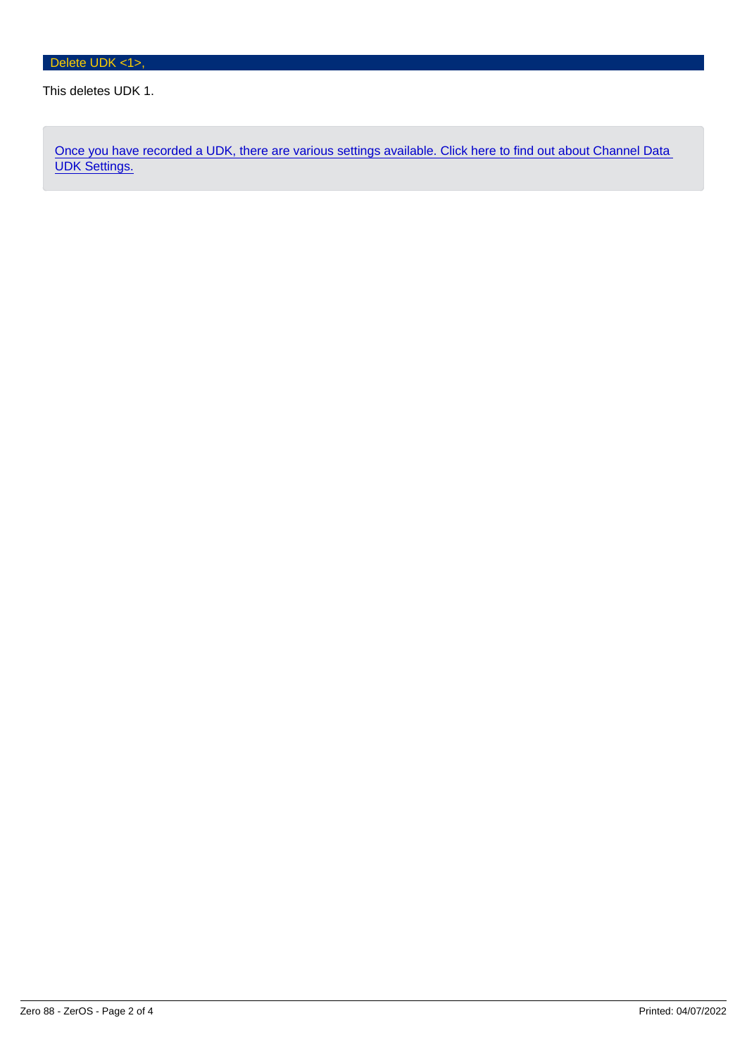```
Delete UDK <1>,
```

This deletes UDK 1.

> Once you have recorded a UDK, there are various settings available. Click here to find out about Channel Data UDK Settings.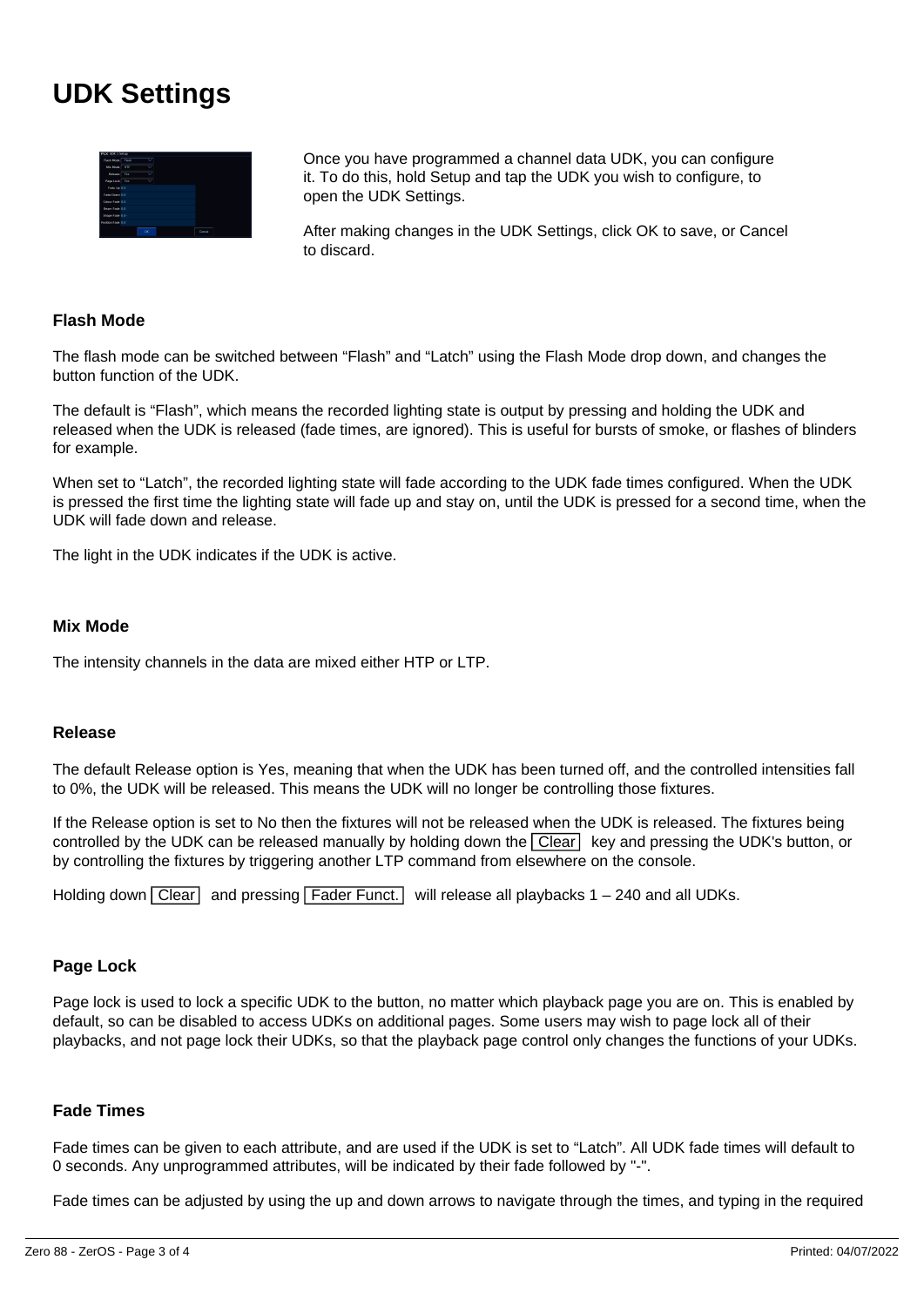# UDK Settings

Once you have programmed a channel data UDK, you can configure it. To do this, hold Setup and tap the UDK you wish to configure, to open the UDK Settings.

After making changes in the UDK Settings, click OK to save, or Cancel to discard.

### Flash Mode

The flash mode can be switched between “Flash” and “Latch” using the Flash Mode drop down, and changes the button function of the UDK.

The default is “Flash”, which means the recorded lighting state is output by pressing and holding the UDK and released when the UDK is released (fade times, are ignored). This is useful for bursts of smoke, or flashes of blinders for example.

When set to “Latch”, the recorded lighting state will fade according to the UDK fade times configured. When the UDK is pressed the first time the lighting state will fade up and stay on, until the UDK is pressed for a second time, when the UDK will fade down and release.

The light in the UDK indicates if the UDK is active.

### Mix Mode

The intensity channels in the data are mixed either HTP or LTP.

### Release

The default Release option is Yes, meaning that when the UDK has been turned off, and the controlled intensities fall to 0%, the UDK will be released. This means the UDK will no longer be controlling those fixtures.

If the Release option is set to No then the fixtures will not be released when the UDK is released. The fixtures being controlled by the UDK can be released manually by holding down the Clear key and pressing the UDK's button, or by controlling the fixtures by triggering another LTP command from elsewhere on the console.

Holding down Clear and pressing Fader Funct. will release all playbacks 1 – 240 and all UDKs.

### Page Lock

Page lock is used to lock a specific UDK to the button, no matter which playback page you are on. This is enabled by default, so can be disabled to access UDKs on additional pages. Some users may wish to page lock all of their playbacks, and not page lock their UDKs, so that the playback page control only changes the functions of your UDKs.

### Fade Times

Fade times can be given to each attribute, and are used if the UDK is set to “Latch”. All UDK fade times will default to 0 seconds. Any unprogrammed attributes, will be indicated by their fade followed by "-".

Fade times can be adjusted by using the up and down arrows to navigate through the times, and typing in the required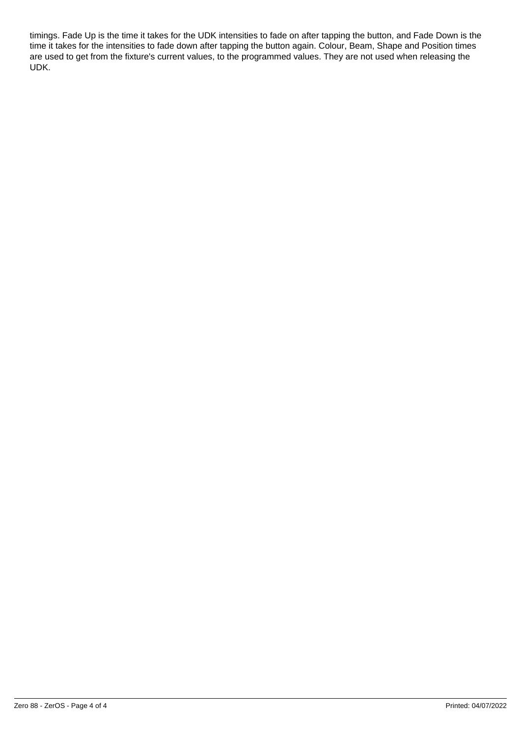timings. Fade Up is the time it takes for the UDK intensities to fade on after tapping the button, and Fade Down is the time it takes for the intensities to fade down after tapping the button again. Colour, Beam, Shape and Position times are used to get from the fixture's current values, to the programmed values. They are not used when releasing the UDK.